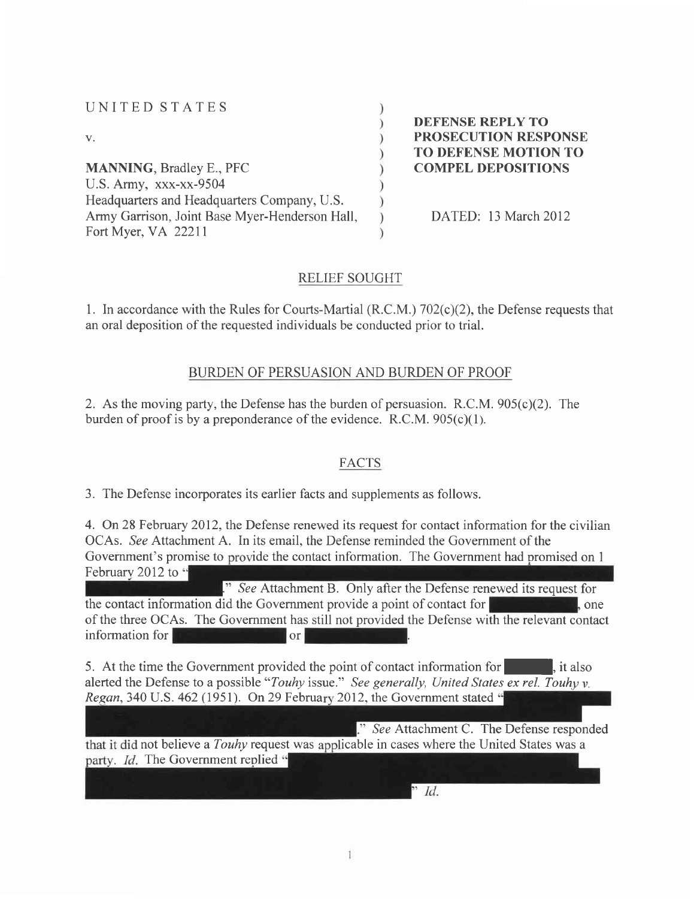UNITED STATES

v.

**MANNING**, Bradley E., PFC
U.S. Army, xxx-xx-9504
Headquarters and Headquarters Company, U.S. Army Garrison, Joint Base Myer-Henderson Hall, Fort Myer, VA 22211

**DEFENSE REPLY TO PROSECUTION RESPONSE TO DEFENSE MOTION TO COMPEL DEPOSITIONS**

DATED: 13 March 2012

## RELIEF SOUGHT

1. In accordance with the Rules for Courts-Martial (R.C.M.) 702(c)(2), the Defense requests that an oral deposition of the requested individuals be conducted prior to trial.

## BURDEN OF PERSUASION AND BURDEN OF PROOF

2. As the moving party, the Defense has the burden of persuasion. R.C.M. 905(c)(2). The burden of proof is by a preponderance of the evidence. R.C.M. 905(c)(1).

## FACTS

3. The Defense incorporates its earlier facts and supplements as follows.

4. On 28 February 2012, the Defense renewed its request for contact information for the civilian OCAs. *See* Attachment A. In its email, the Defense reminded the Government of the Government's promise to provide the contact information. The Government had promised on 1 February 2012 to "[REDACTED]." *See* Attachment B. Only after the Defense renewed its request for the contact information did the Government provide a point of contact for [REDACTED], one of the three OCAs. The Government has still not provided the Defense with the relevant contact information for [REDACTED] or [REDACTED].

5. At the time the Government provided the point of contact information for [REDACTED], it also alerted the Defense to a possible "*Touhy* issue." *See generally, United States ex rel. Touhy v. Regan*, 340 U.S. 462 (1951). On 29 February 2012, the Government stated "[REDACTED]." *See* Attachment C. The Defense responded that it did not believe a *Touhy* request was applicable in cases where the United States was a party. *Id.* The Government replied "[REDACTED]" *Id.*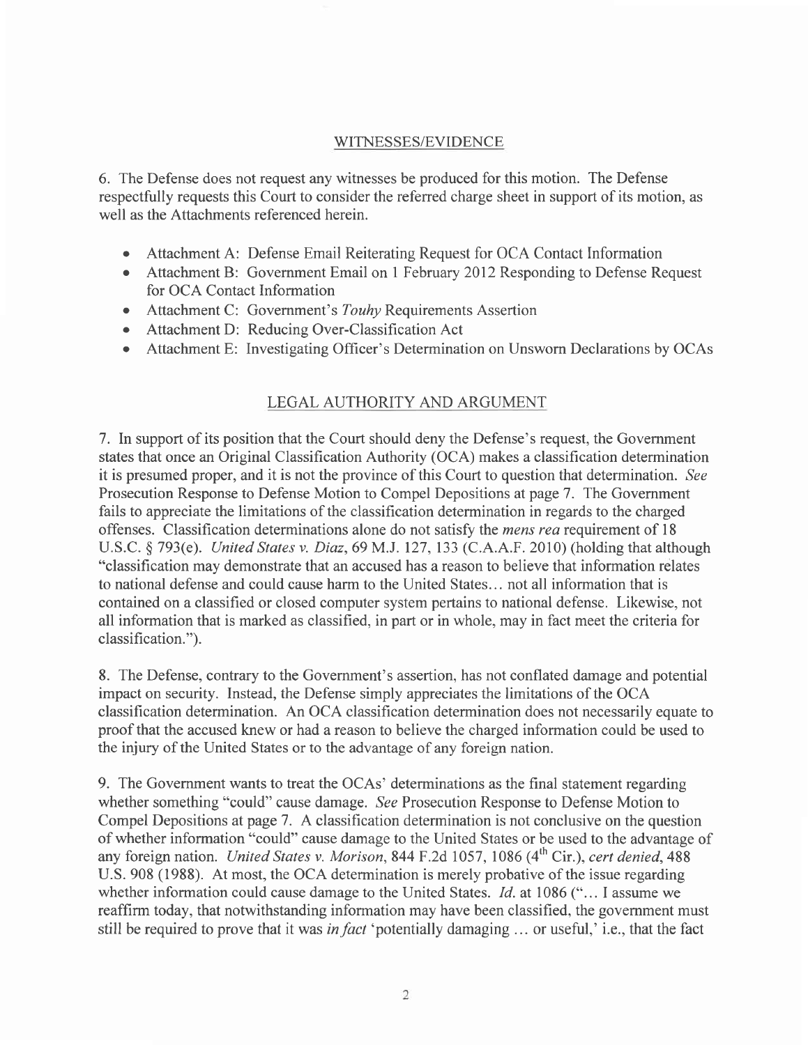## WITNESSES/EVIDENCE

6. The Defense does not request any witnesses be produced for this motion. The Defense respectfully requests this Court to consider the referred charge sheet in support of its motion, as well as the Attachments referenced herein.

- Attachment A: Defense Email Reiterating Request for OCA Contact Information
- Attachment B: Government Email on 1 February 2012 Responding to Defense Request for OCA Contact Information
- Attachment C: Government's *Touhy* Requirements Assertion
- Attachment D: Reducing Over-Classification Act
- Attachment E: Investigating Officer's Determination on Unsworn Declarations by OCAs

## LEGAL AUTHORITY AND ARGUMENT

7. In support of its position that the Court should deny the Defense's request, the Government states that once an Original Classification Authority (OCA) makes a classification determination it is presumed proper, and it is not the province of this Court to question that determination. *See* Prosecution Response to Defense Motion to Compel Depositions at page 7. The Government fails to appreciate the limitations of the classification determination in regards to the charged offenses. Classification determinations alone do not satisfy the *mens rea* requirement of 18 U.S.C. § 793(e). *United States v. Diaz*, 69 M.J. 127, 133 (C.A.A.F. 2010) (holding that although "classification may demonstrate that an accused has a reason to believe that information relates to national defense and could cause harm to the United States… not all information that is contained on a classified or closed computer system pertains to national defense. Likewise, not all information that is marked as classified, in part or in whole, may in fact meet the criteria for classification.").

8. The Defense, contrary to the Government's assertion, has not conflated damage and potential impact on security. Instead, the Defense simply appreciates the limitations of the OCA classification determination. An OCA classification determination does not necessarily equate to proof that the accused knew or had a reason to believe the charged information could be used to the injury of the United States or to the advantage of any foreign nation.

9. The Government wants to treat the OCAs' determinations as the final statement regarding whether something "could" cause damage. *See* Prosecution Response to Defense Motion to Compel Depositions at page 7. A classification determination is not conclusive on the question of whether information "could" cause damage to the United States or be used to the advantage of any foreign nation. *United States v. Morison*, 844 F.2d 1057, 1086 (4th Cir.), *cert denied*, 488 U.S. 908 (1988). At most, the OCA determination is merely probative of the issue regarding whether information could cause damage to the United States. *Id.* at 1086 ("… I assume we reaffirm today, that notwithstanding information may have been classified, the government must still be required to prove that it was *in fact* 'potentially damaging … or useful,' i.e., that the fact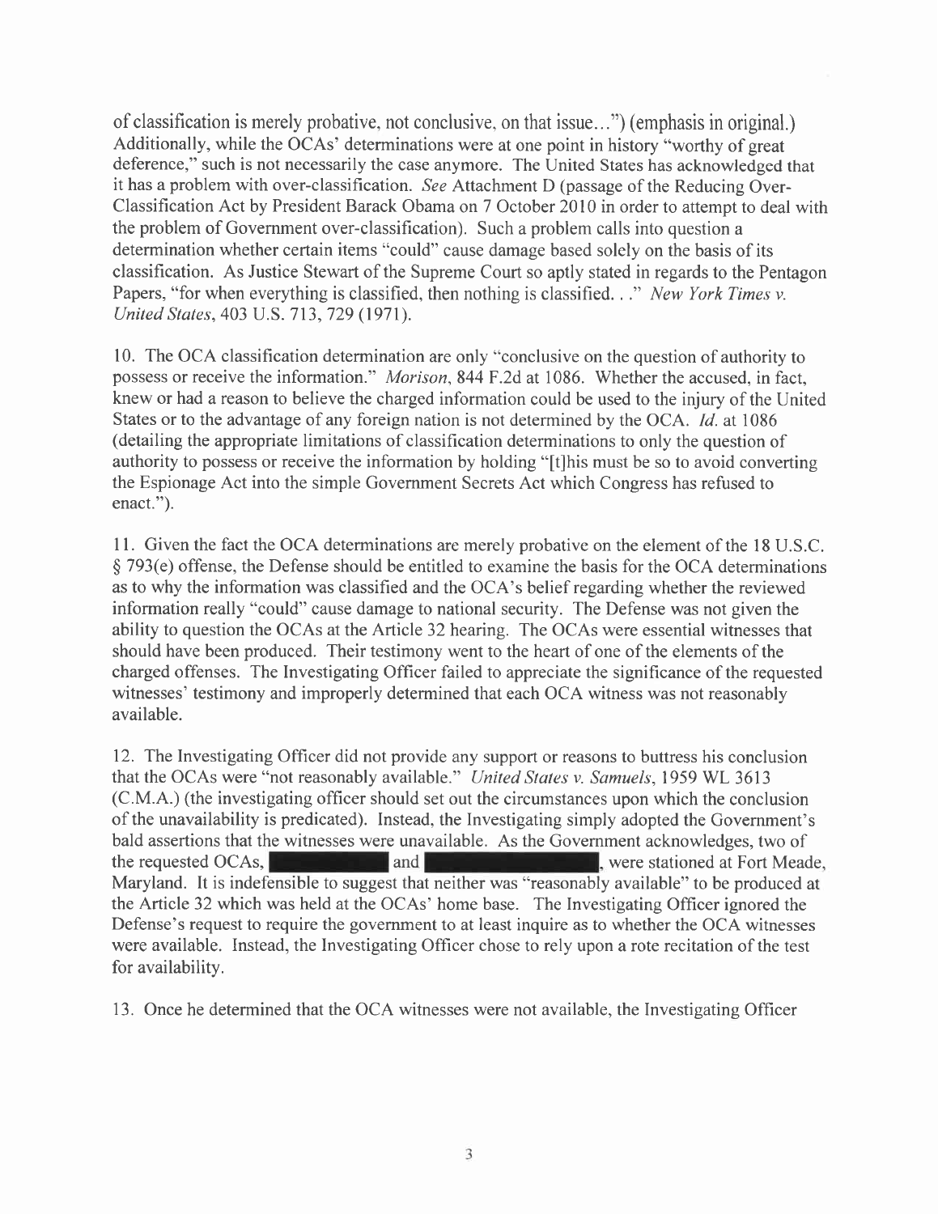of classification is merely probative, not conclusive, on that issue...") (emphasis in original.) Additionally, while the OCAs' determinations were at one point in history "worthy of great deference," such is not necessarily the case anymore. The United States has acknowledged that it has a problem with over-classification. *See* Attachment D (passage of the Reducing Over-Classification Act by President Barack Obama on 7 October 2010 in order to attempt to deal with the problem of Government over-classification). Such a problem calls into question a determination whether certain items "could" cause damage based solely on the basis of its classification. As Justice Stewart of the Supreme Court so aptly stated in regards to the Pentagon Papers, "for when everything is classified, then nothing is classified. . ." *New York Times v. United States*, 403 U.S. 713, 729 (1971).

10. The OCA classification determination are only "conclusive on the question of authority to possess or receive the information." *Morison*, 844 F.2d at 1086. Whether the accused, in fact, knew or had a reason to believe the charged information could be used to the injury of the United States or to the advantage of any foreign nation is not determined by the OCA. *Id.* at 1086 (detailing the appropriate limitations of classification determinations to only the question of authority to possess or receive the information by holding "[t]his must be so to avoid converting the Espionage Act into the simple Government Secrets Act which Congress has refused to enact.").

11. Given the fact the OCA determinations are merely probative on the element of the 18 U.S.C. § 793(e) offense, the Defense should be entitled to examine the basis for the OCA determinations as to why the information was classified and the OCA's belief regarding whether the reviewed information really "could" cause damage to national security. The Defense was not given the ability to question the OCAs at the Article 32 hearing. The OCAs were essential witnesses that should have been produced. Their testimony went to the heart of one of the elements of the charged offenses. The Investigating Officer failed to appreciate the significance of the requested witnesses' testimony and improperly determined that each OCA witness was not reasonably available.

12. The Investigating Officer did not provide any support or reasons to buttress his conclusion that the OCAs were "not reasonably available." *United States v. Samuels*, 1959 WL 3613 (C.M.A.) (the investigating officer should set out the circumstances upon which the conclusion of the unavailability is predicated). Instead, the Investigating simply adopted the Government's bald assertions that the witnesses were unavailable. As the Government acknowledges, two of the requested OCAs, [REDACTED] and [REDACTED], were stationed at Fort Meade, Maryland. It is indefensible to suggest that neither was "reasonably available" to be produced at the Article 32 which was held at the OCAs' home base. The Investigating Officer ignored the Defense's request to require the government to at least inquire as to whether the OCA witnesses were available. Instead, the Investigating Officer chose to rely upon a rote recitation of the test for availability.

13. Once he determined that the OCA witnesses were not available, the Investigating Officer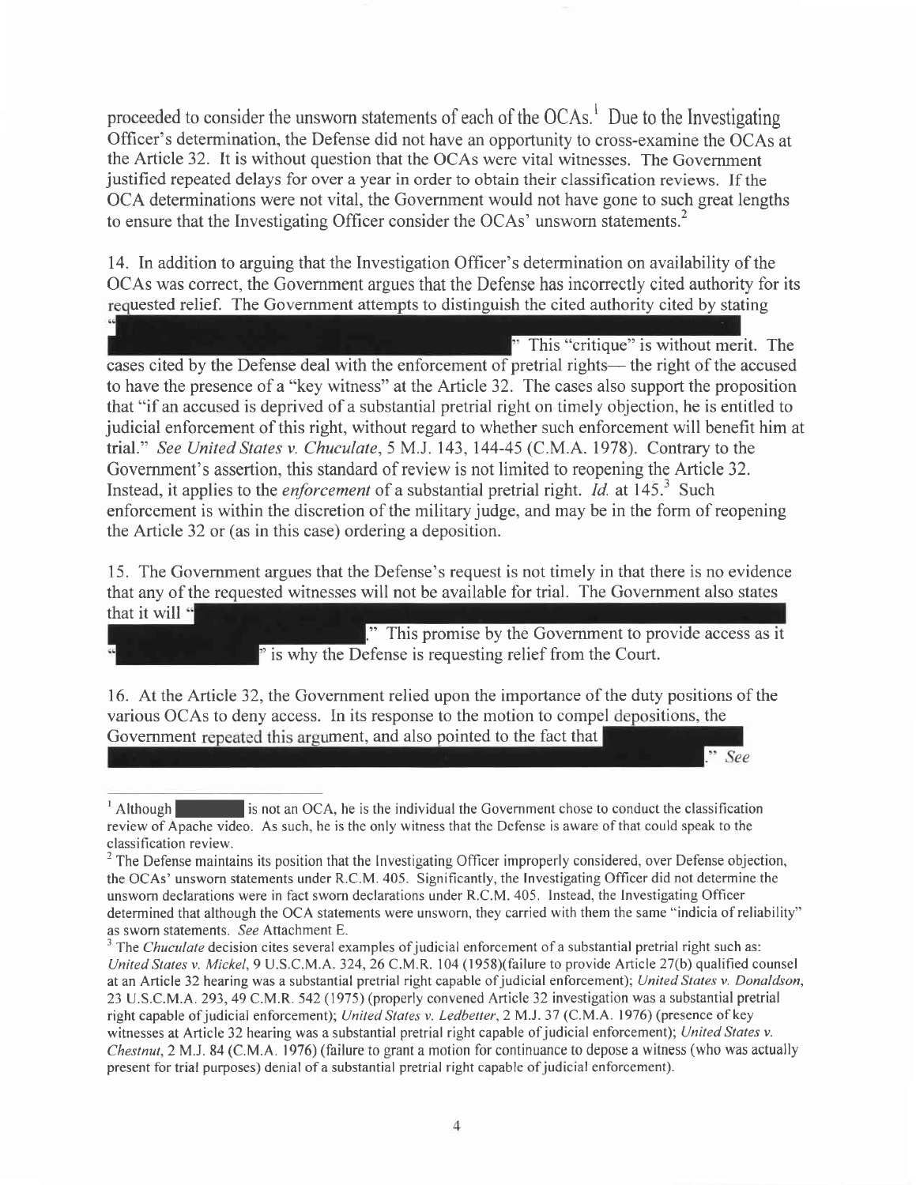proceeded to consider the unsworn statements of each of the OCAs.[1] Due to the Investigating Officer's determination, the Defense did not have an opportunity to cross-examine the OCAs at the Article 32. It is without question that the OCAs were vital witnesses. The Government justified repeated delays for over a year in order to obtain their classification reviews. If the OCA determinations were not vital, the Government would not have gone to such great lengths to ensure that the Investigating Officer consider the OCAs' unsworn statements.[2]

14. In addition to arguing that the Investigation Officer's determination on availability of the OCAs was correct, the Government argues that the Defense has incorrectly cited authority for its requested relief. The Government attempts to distinguish the cited authority cited by stating "[REDACTED]" This "critique" is without merit. The cases cited by the Defense deal with the enforcement of pretrial rights— the right of the accused to have the presence of a "key witness" at the Article 32. The cases also support the proposition that "if an accused is deprived of a substantial pretrial right on timely objection, he is entitled to judicial enforcement of this right, without regard to whether such enforcement will benefit him at trial." *See United States v. Chuculate*, 5 M.J. 143, 144-45 (C.M.A. 1978). Contrary to the Government's assertion, this standard of review is not limited to reopening the Article 32. Instead, it applies to the *enforcement* of a substantial pretrial right. *Id.* at 145.[3] Such enforcement is within the discretion of the military judge, and may be in the form of reopening the Article 32 or (as in this case) ordering a deposition.

15. The Government argues that the Defense's request is not timely in that there is no evidence that any of the requested witnesses will not be available for trial. The Government also states that it will "[REDACTED]." This promise by the Government to provide access as it "[REDACTED]" is why the Defense is requesting relief from the Court.

16. At the Article 32, the Government relied upon the importance of the duty positions of the various OCAs to deny access. In its response to the motion to compel depositions, the Government repeated this argument, and also pointed to the fact that [REDACTED]." *See*

---

[1] Although [REDACTED] is not an OCA, he is the individual the Government chose to conduct the classification review of Apache video. As such, he is the only witness that the Defense is aware of that could speak to the classification review.

[2] The Defense maintains its position that the Investigating Officer improperly considered, over Defense objection, the OCAs' unsworn statements under R.C.M. 405. Significantly, the Investigating Officer did not determine the unsworn declarations were in fact sworn declarations under R.C.M. 405. Instead, the Investigating Officer determined that although the OCA statements were unsworn, they carried with them the same "indicia of reliability" as sworn statements. *See* Attachment E.

[3] The *Chuculate* decision cites several examples of judicial enforcement of a substantial pretrial right such as: *United States v. Mickel*, 9 U.S.C.M.A. 324, 26 C.M.R. 104 (1958)(failure to provide Article 27(b) qualified counsel at an Article 32 hearing was a substantial pretrial right capable of judicial enforcement); *United States v. Donaldson*, 23 U.S.C.M.A. 293, 49 C.M.R. 542 (1975) (properly convened Article 32 investigation was a substantial pretrial right capable of judicial enforcement); *United States v. Ledbetter*, 2 M.J. 37 (C.M.A. 1976) (presence of key witnesses at Article 32 hearing was a substantial pretrial right capable of judicial enforcement); *United States v. Chestnut*, 2 M.J. 84 (C.M.A. 1976) (failure to grant a motion for continuance to depose a witness (who was actually present for trial purposes) denial of a substantial pretrial right capable of judicial enforcement).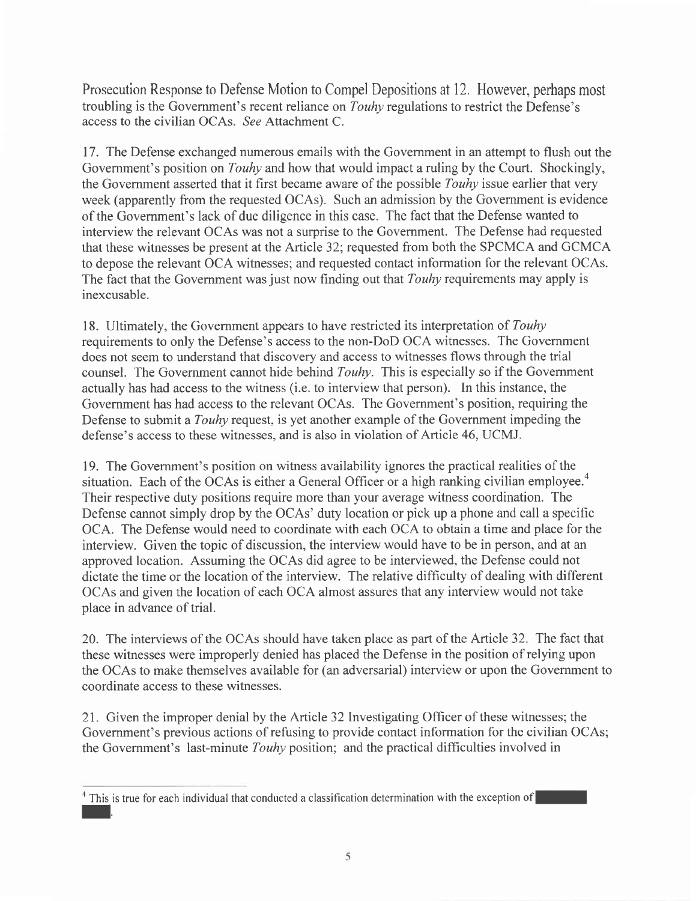Prosecution Response to Defense Motion to Compel Depositions at 12. However, perhaps most troubling is the Government's recent reliance on *Touhy* regulations to restrict the Defense's access to the civilian OCAs. *See* Attachment C.

17. The Defense exchanged numerous emails with the Government in an attempt to flush out the Government's position on *Touhy* and how that would impact a ruling by the Court. Shockingly, the Government asserted that it first became aware of the possible *Touhy* issue earlier that very week (apparently from the requested OCAs). Such an admission by the Government is evidence of the Government's lack of due diligence in this case. The fact that the Defense wanted to interview the relevant OCAs was not a surprise to the Government. The Defense had requested that these witnesses be present at the Article 32; requested from both the SPCMCA and GCMCA to depose the relevant OCA witnesses; and requested contact information for the relevant OCAs. The fact that the Government was just now finding out that *Touhy* requirements may apply is inexcusable.

18. Ultimately, the Government appears to have restricted its interpretation of *Touhy* requirements to only the Defense's access to the non-DoD OCA witnesses. The Government does not seem to understand that discovery and access to witnesses flows through the trial counsel. The Government cannot hide behind *Touhy*. This is especially so if the Government actually has had access to the witness (i.e. to interview that person). In this instance, the Government has had access to the relevant OCAs. The Government's position, requiring the Defense to submit a *Touhy* request, is yet another example of the Government impeding the defense's access to these witnesses, and is also in violation of Article 46, UCMJ.

19. The Government's position on witness availability ignores the practical realities of the situation. Each of the OCAs is either a General Officer or a high ranking civilian employee.[4] Their respective duty positions require more than your average witness coordination. The Defense cannot simply drop by the OCAs' duty location or pick up a phone and call a specific OCA. The Defense would need to coordinate with each OCA to obtain a time and place for the interview. Given the topic of discussion, the interview would have to be in person, and at an approved location. Assuming the OCAs did agree to be interviewed, the Defense could not dictate the time or the location of the interview. The relative difficulty of dealing with different OCAs and given the location of each OCA almost assures that any interview would not take place in advance of trial.

20. The interviews of the OCAs should have taken place as part of the Article 32. The fact that these witnesses were improperly denied has placed the Defense in the position of relying upon the OCAs to make themselves available for (an adversarial) interview or upon the Government to coordinate access to these witnesses.

21. Given the improper denial by the Article 32 Investigating Officer of these witnesses; the Government's previous actions of refusing to provide contact information for the civilian OCAs; the Government's last-minute *Touhy* position; and the practical difficulties involved in

[4] This is true for each individual that conducted a classification determination with the exception of [REDACTED] [REDACTED].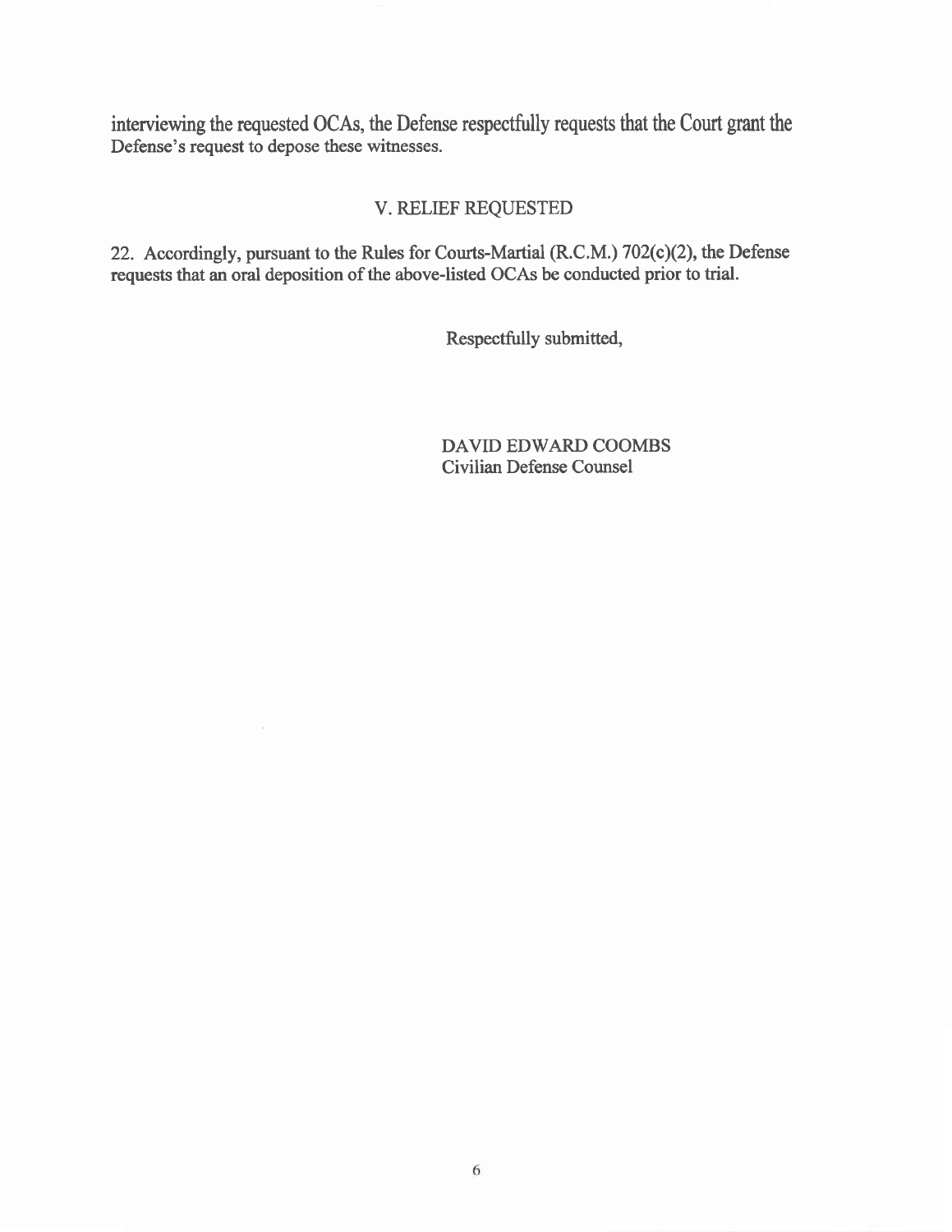interviewing the requested OCAs, the Defense respectfully requests that the Court grant the Defense's request to depose these witnesses.

## V. RELIEF REQUESTED

22. Accordingly, pursuant to the Rules for Courts-Martial (R.C.M.) 702(c)(2), the Defense requests that an oral deposition of the above-listed OCAs be conducted prior to trial.

Respectfully submitted,

DAVID EDWARD COOMBS
Civilian Defense Counsel